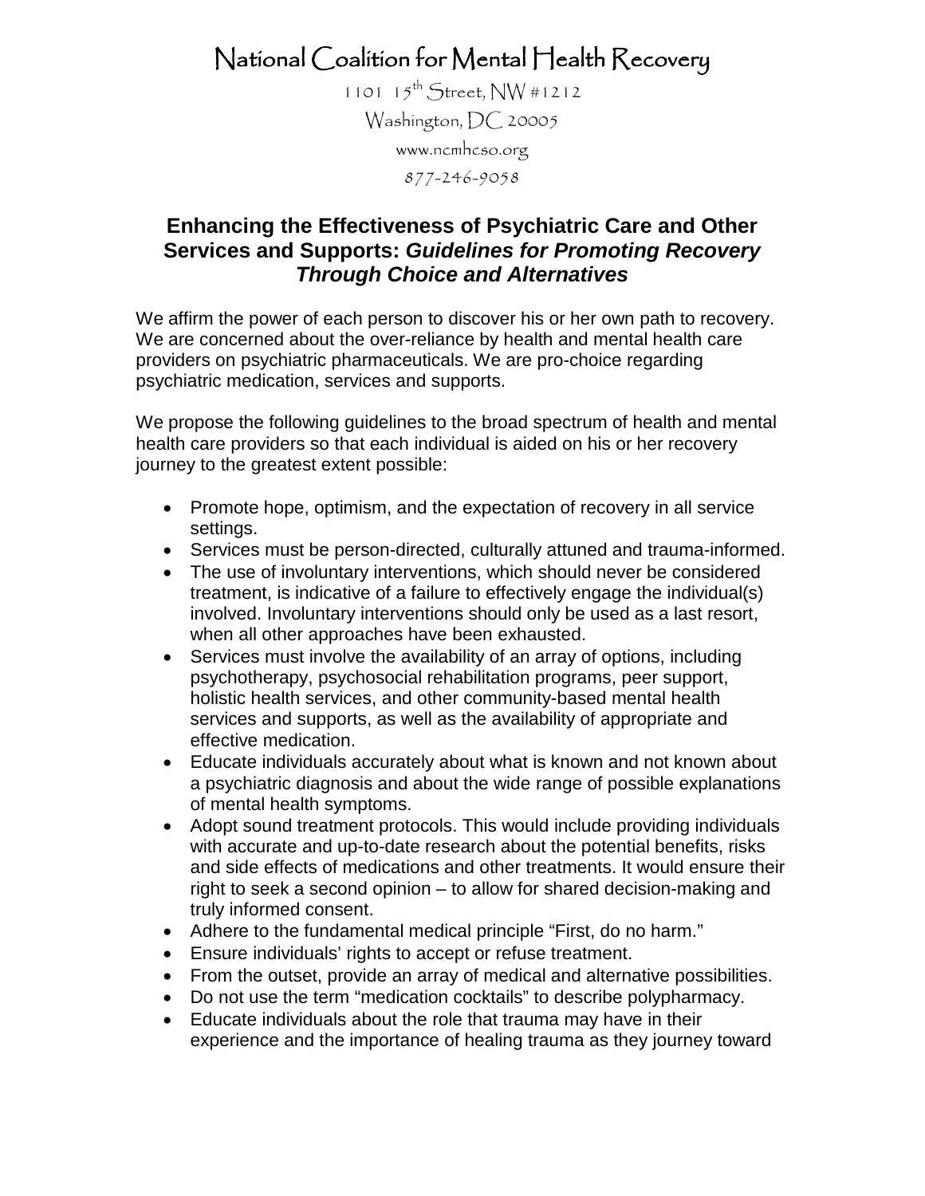# National Coalition for Mental Health Recovery

1101 15th Street, NW #1212
Washington, DC 20005
www.ncmhcso.org
877-246-9058

## Enhancing the Effectiveness of Psychiatric Care and Other Services and Supports: *Guidelines for Promoting Recovery Through Choice and Alternatives*

We affirm the power of each person to discover his or her own path to recovery. We are concerned about the over-reliance by health and mental health care providers on psychiatric pharmaceuticals. We are pro-choice regarding psychiatric medication, services and supports.

We propose the following guidelines to the broad spectrum of health and mental health care providers so that each individual is aided on his or her recovery journey to the greatest extent possible:

- Promote hope, optimism, and the expectation of recovery in all service settings.
- Services must be person-directed, culturally attuned and trauma-informed.
- The use of involuntary interventions, which should never be considered treatment, is indicative of a failure to effectively engage the individual(s) involved. Involuntary interventions should only be used as a last resort, when all other approaches have been exhausted.
- Services must involve the availability of an array of options, including psychotherapy, psychosocial rehabilitation programs, peer support, holistic health services, and other community-based mental health services and supports, as well as the availability of appropriate and effective medication.
- Educate individuals accurately about what is known and not known about a psychiatric diagnosis and about the wide range of possible explanations of mental health symptoms.
- Adopt sound treatment protocols. This would include providing individuals with accurate and up-to-date research about the potential benefits, risks and side effects of medications and other treatments. It would ensure their right to seek a second opinion – to allow for shared decision-making and truly informed consent.
- Adhere to the fundamental medical principle "First, do no harm."
- Ensure individuals' rights to accept or refuse treatment.
- From the outset, provide an array of medical and alternative possibilities.
- Do not use the term "medication cocktails" to describe polypharmacy.
- Educate individuals about the role that trauma may have in their experience and the importance of healing trauma as they journey toward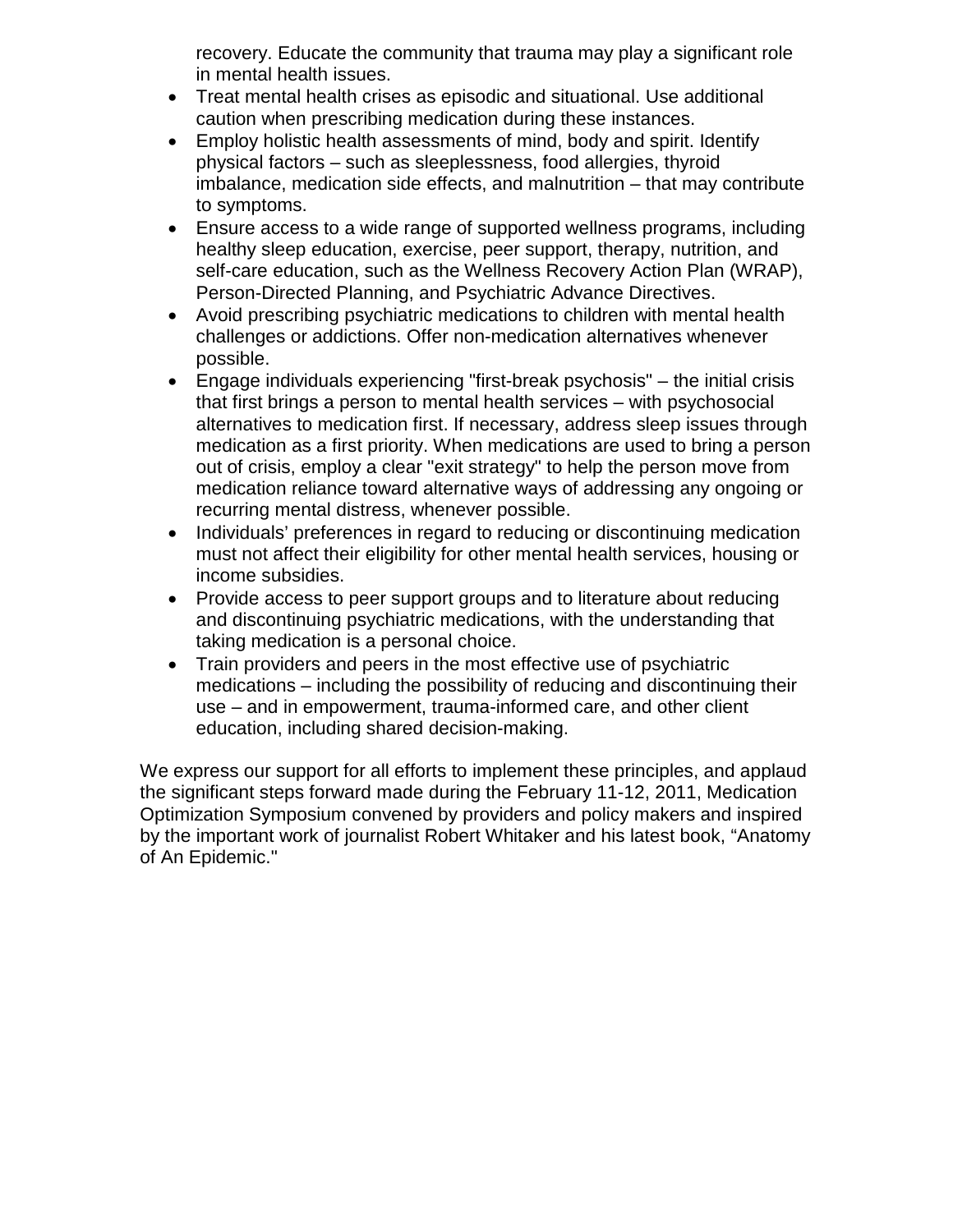recovery. Educate the community that trauma may play a significant role in mental health issues.

- Treat mental health crises as episodic and situational. Use additional caution when prescribing medication during these instances.
- Employ holistic health assessments of mind, body and spirit. Identify physical factors – such as sleeplessness, food allergies, thyroid imbalance, medication side effects, and malnutrition – that may contribute to symptoms.
- Ensure access to a wide range of supported wellness programs, including healthy sleep education, exercise, peer support, therapy, nutrition, and self-care education, such as the Wellness Recovery Action Plan (WRAP), Person-Directed Planning, and Psychiatric Advance Directives.
- Avoid prescribing psychiatric medications to children with mental health challenges or addictions. Offer non-medication alternatives whenever possible.
- Engage individuals experiencing "first-break psychosis" – the initial crisis that first brings a person to mental health services – with psychosocial alternatives to medication first. If necessary, address sleep issues through medication as a first priority. When medications are used to bring a person out of crisis, employ a clear "exit strategy" to help the person move from medication reliance toward alternative ways of addressing any ongoing or recurring mental distress, whenever possible.
- Individuals' preferences in regard to reducing or discontinuing medication must not affect their eligibility for other mental health services, housing or income subsidies.
- Provide access to peer support groups and to literature about reducing and discontinuing psychiatric medications, with the understanding that taking medication is a personal choice.
- Train providers and peers in the most effective use of psychiatric medications – including the possibility of reducing and discontinuing their use – and in empowerment, trauma-informed care, and other client education, including shared decision-making.

We express our support for all efforts to implement these principles, and applaud the significant steps forward made during the February 11-12, 2011, Medication Optimization Symposium convened by providers and policy makers and inspired by the important work of journalist Robert Whitaker and his latest book, "Anatomy of An Epidemic."